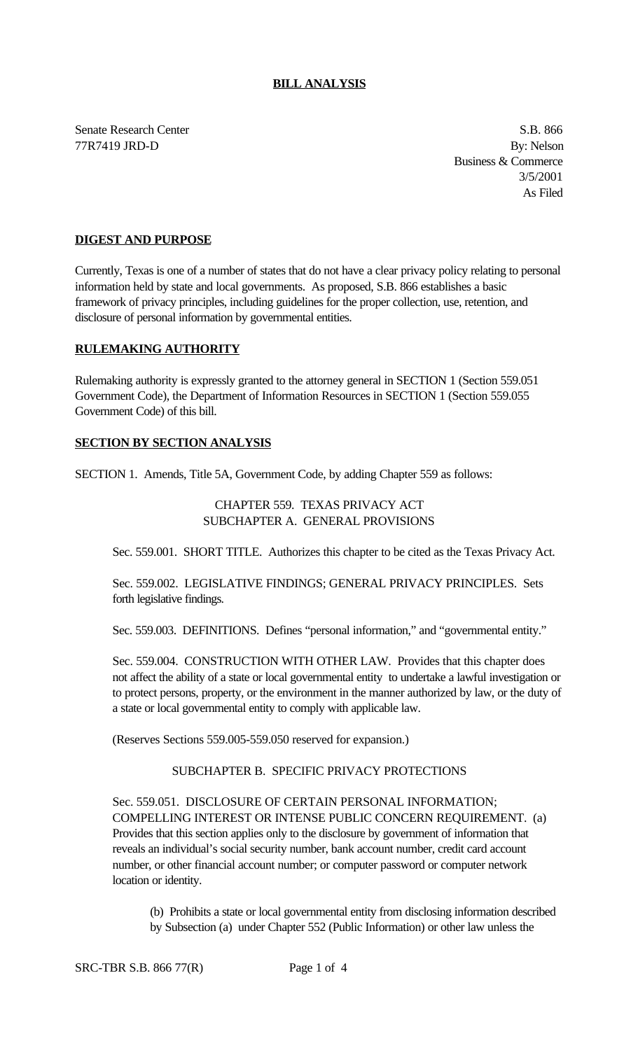**BILL ANALYSIS**

Senate Research Center
77R7419 JRD-D

S.B. 866
By: Nelson
Business & Commerce
3/5/2001
As Filed

**DIGEST AND PURPOSE**

Currently, Texas is one of a number of states that do not have a clear privacy policy relating to personal information held by state and local governments. As proposed, S.B. 866 establishes a basic framework of privacy principles, including guidelines for the proper collection, use, retention, and disclosure of personal information by governmental entities.

**RULEMAKING AUTHORITY**

Rulemaking authority is expressly granted to the attorney general in SECTION 1 (Section 559.051 Government Code), the Department of Information Resources in SECTION 1 (Section 559.055 Government Code) of this bill.

**SECTION BY SECTION ANALYSIS**

SECTION 1. Amends, Title 5A, Government Code, by adding Chapter 559 as follows:

CHAPTER 559. TEXAS PRIVACY ACT
SUBCHAPTER A. GENERAL PROVISIONS

Sec. 559.001. SHORT TITLE. Authorizes this chapter to be cited as the Texas Privacy Act.

Sec. 559.002. LEGISLATIVE FINDINGS; GENERAL PRIVACY PRINCIPLES. Sets forth legislative findings.

Sec. 559.003. DEFINITIONS. Defines "personal information," and "governmental entity."

Sec. 559.004. CONSTRUCTION WITH OTHER LAW. Provides that this chapter does not affect the ability of a state or local governmental entity to undertake a lawful investigation or to protect persons, property, or the environment in the manner authorized by law, or the duty of a state or local governmental entity to comply with applicable law.

(Reserves Sections 559.005-559.050 reserved for expansion.)

SUBCHAPTER B. SPECIFIC PRIVACY PROTECTIONS

Sec. 559.051. DISCLOSURE OF CERTAIN PERSONAL INFORMATION; COMPELLING INTEREST OR INTENSE PUBLIC CONCERN REQUIREMENT. (a) Provides that this section applies only to the disclosure by government of information that reveals an individual's social security number, bank account number, credit card account number, or other financial account number; or computer password or computer network location or identity.

(b) Prohibits a state or local governmental entity from disclosing information described by Subsection (a) under Chapter 552 (Public Information) or other law unless the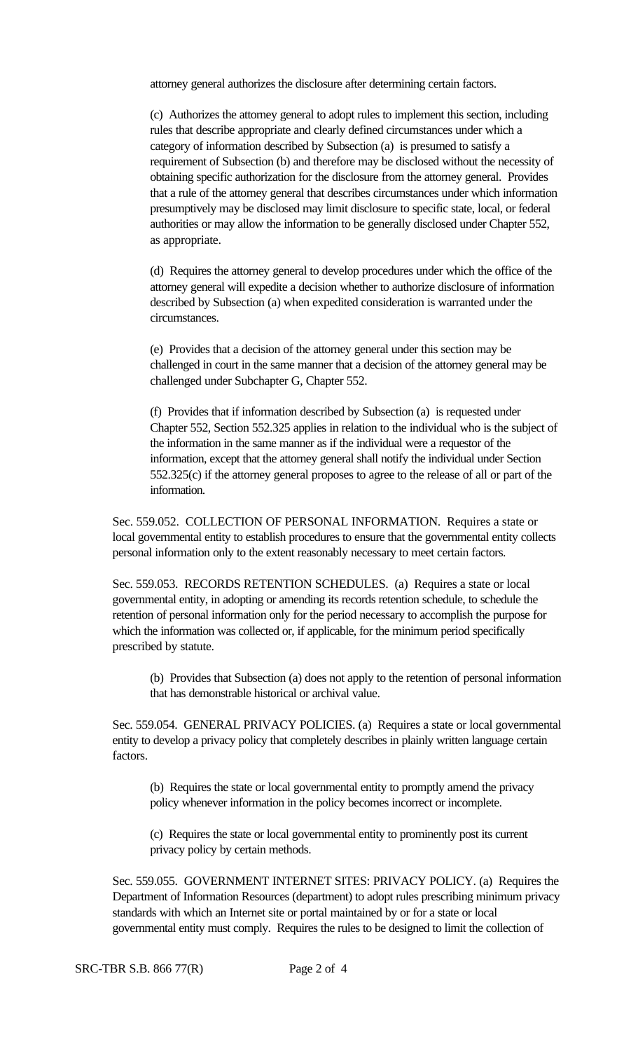attorney general authorizes the disclosure after determining certain factors.

(c) Authorizes the attorney general to adopt rules to implement this section, including rules that describe appropriate and clearly defined circumstances under which a category of information described by Subsection (a) is presumed to satisfy a requirement of Subsection (b) and therefore may be disclosed without the necessity of obtaining specific authorization for the disclosure from the attorney general. Provides that a rule of the attorney general that describes circumstances under which information presumptively may be disclosed may limit disclosure to specific state, local, or federal authorities or may allow the information to be generally disclosed under Chapter 552, as appropriate.

(d) Requires the attorney general to develop procedures under which the office of the attorney general will expedite a decision whether to authorize disclosure of information described by Subsection (a) when expedited consideration is warranted under the circumstances.

(e) Provides that a decision of the attorney general under this section may be challenged in court in the same manner that a decision of the attorney general may be challenged under Subchapter G, Chapter 552.

(f) Provides that if information described by Subsection (a) is requested under Chapter 552, Section 552.325 applies in relation to the individual who is the subject of the information in the same manner as if the individual were a requestor of the information, except that the attorney general shall notify the individual under Section 552.325(c) if the attorney general proposes to agree to the release of all or part of the information.

Sec. 559.052. COLLECTION OF PERSONAL INFORMATION. Requires a state or local governmental entity to establish procedures to ensure that the governmental entity collects personal information only to the extent reasonably necessary to meet certain factors.

Sec. 559.053. RECORDS RETENTION SCHEDULES. (a) Requires a state or local governmental entity, in adopting or amending its records retention schedule, to schedule the retention of personal information only for the period necessary to accomplish the purpose for which the information was collected or, if applicable, for the minimum period specifically prescribed by statute.

(b) Provides that Subsection (a) does not apply to the retention of personal information that has demonstrable historical or archival value.

Sec. 559.054. GENERAL PRIVACY POLICIES. (a) Requires a state or local governmental entity to develop a privacy policy that completely describes in plainly written language certain factors.

(b) Requires the state or local governmental entity to promptly amend the privacy policy whenever information in the policy becomes incorrect or incomplete.

(c) Requires the state or local governmental entity to prominently post its current privacy policy by certain methods.

Sec. 559.055. GOVERNMENT INTERNET SITES: PRIVACY POLICY. (a) Requires the Department of Information Resources (department) to adopt rules prescribing minimum privacy standards with which an Internet site or portal maintained by or for a state or local governmental entity must comply. Requires the rules to be designed to limit the collection of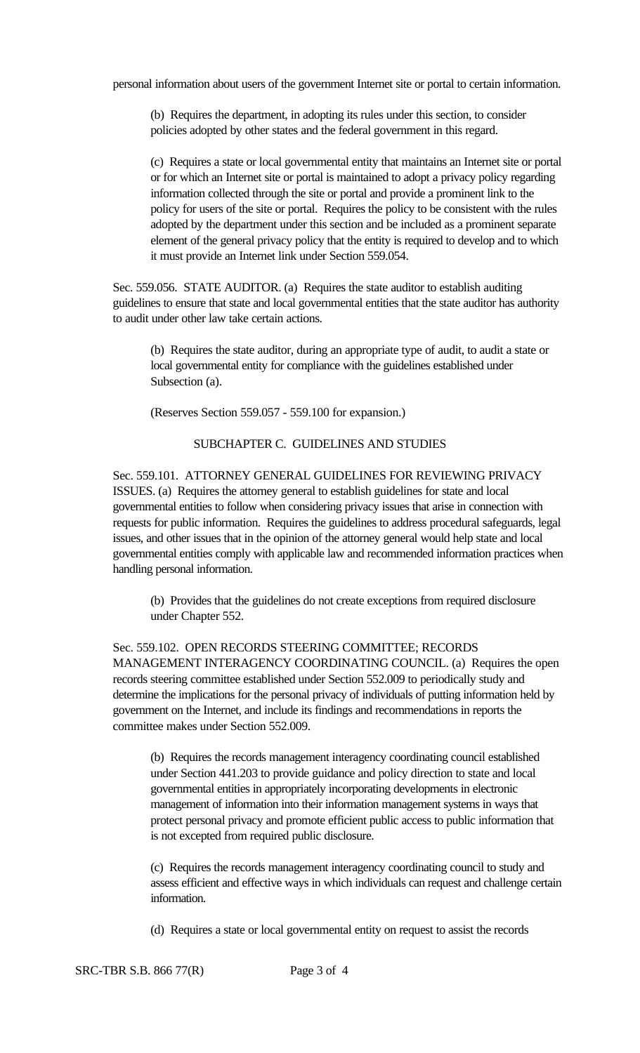personal information about users of the government Internet site or portal to certain information.

(b) Requires the department, in adopting its rules under this section, to consider policies adopted by other states and the federal government in this regard.

(c) Requires a state or local governmental entity that maintains an Internet site or portal or for which an Internet site or portal is maintained to adopt a privacy policy regarding information collected through the site or portal and provide a prominent link to the policy for users of the site or portal. Requires the policy to be consistent with the rules adopted by the department under this section and be included as a prominent separate element of the general privacy policy that the entity is required to develop and to which it must provide an Internet link under Section 559.054.

Sec. 559.056. STATE AUDITOR. (a) Requires the state auditor to establish auditing guidelines to ensure that state and local governmental entities that the state auditor has authority to audit under other law take certain actions.

(b) Requires the state auditor, during an appropriate type of audit, to audit a state or local governmental entity for compliance with the guidelines established under Subsection (a).

(Reserves Section 559.057 - 559.100 for expansion.)

SUBCHAPTER C. GUIDELINES AND STUDIES

Sec. 559.101. ATTORNEY GENERAL GUIDELINES FOR REVIEWING PRIVACY ISSUES. (a) Requires the attorney general to establish guidelines for state and local governmental entities to follow when considering privacy issues that arise in connection with requests for public information. Requires the guidelines to address procedural safeguards, legal issues, and other issues that in the opinion of the attorney general would help state and local governmental entities comply with applicable law and recommended information practices when handling personal information.

(b) Provides that the guidelines do not create exceptions from required disclosure under Chapter 552.

Sec. 559.102. OPEN RECORDS STEERING COMMITTEE; RECORDS MANAGEMENT INTERAGENCY COORDINATING COUNCIL. (a) Requires the open records steering committee established under Section 552.009 to periodically study and determine the implications for the personal privacy of individuals of putting information held by government on the Internet, and include its findings and recommendations in reports the committee makes under Section 552.009.

(b) Requires the records management interagency coordinating council established under Section 441.203 to provide guidance and policy direction to state and local governmental entities in appropriately incorporating developments in electronic management of information into their information management systems in ways that protect personal privacy and promote efficient public access to public information that is not excepted from required public disclosure.

(c) Requires the records management interagency coordinating council to study and assess efficient and effective ways in which individuals can request and challenge certain information.

(d) Requires a state or local governmental entity on request to assist the records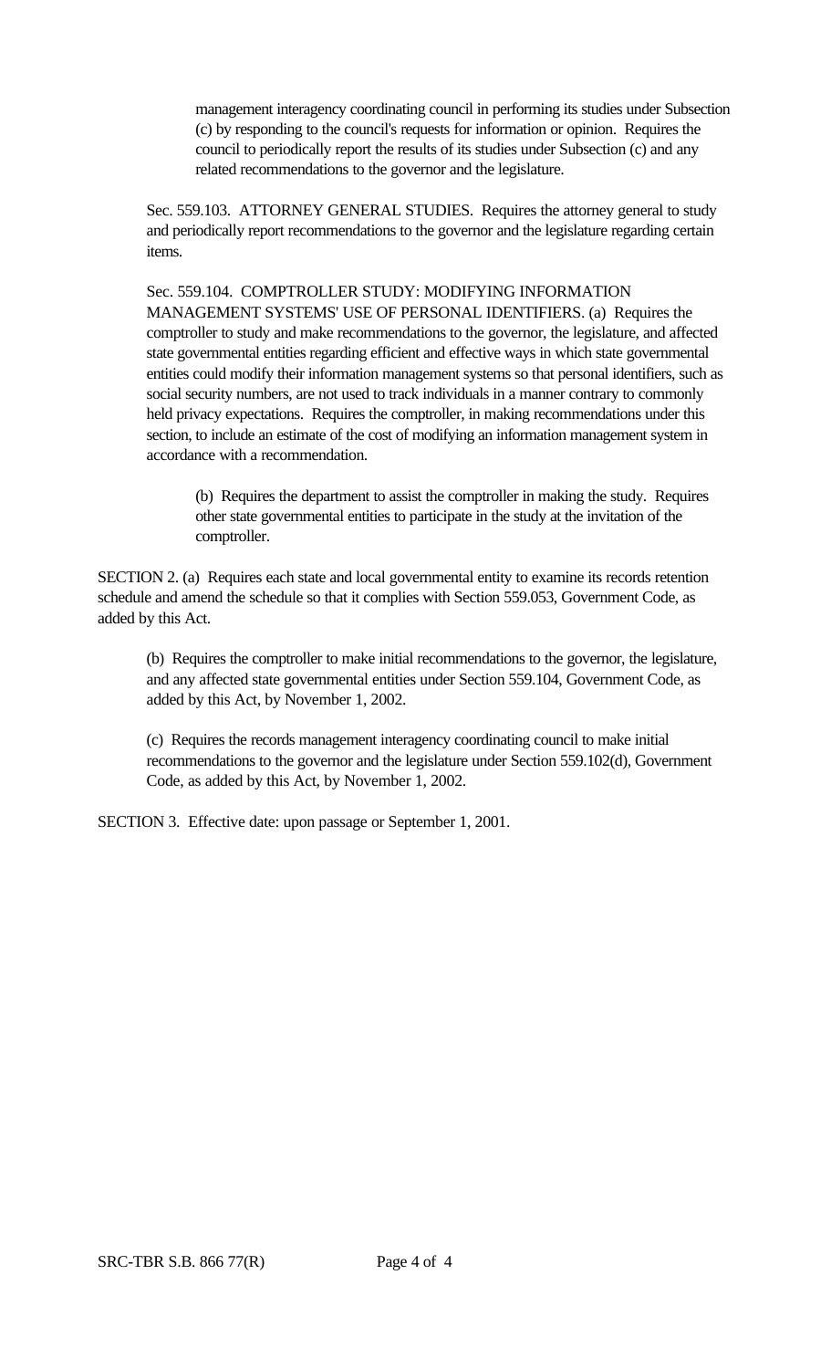management interagency coordinating council in performing its studies under Subsection (c) by responding to the council's requests for information or opinion. Requires the council to periodically report the results of its studies under Subsection (c) and any related recommendations to the governor and the legislature.

Sec. 559.103. ATTORNEY GENERAL STUDIES. Requires the attorney general to study and periodically report recommendations to the governor and the legislature regarding certain items.

Sec. 559.104. COMPTROLLER STUDY: MODIFYING INFORMATION MANAGEMENT SYSTEMS' USE OF PERSONAL IDENTIFIERS. (a) Requires the comptroller to study and make recommendations to the governor, the legislature, and affected state governmental entities regarding efficient and effective ways in which state governmental entities could modify their information management systems so that personal identifiers, such as social security numbers, are not used to track individuals in a manner contrary to commonly held privacy expectations. Requires the comptroller, in making recommendations under this section, to include an estimate of the cost of modifying an information management system in accordance with a recommendation.

(b) Requires the department to assist the comptroller in making the study. Requires other state governmental entities to participate in the study at the invitation of the comptroller.

SECTION 2. (a) Requires each state and local governmental entity to examine its records retention schedule and amend the schedule so that it complies with Section 559.053, Government Code, as added by this Act.

(b) Requires the comptroller to make initial recommendations to the governor, the legislature, and any affected state governmental entities under Section 559.104, Government Code, as added by this Act, by November 1, 2002.

(c) Requires the records management interagency coordinating council to make initial recommendations to the governor and the legislature under Section 559.102(d), Government Code, as added by this Act, by November 1, 2002.

SECTION 3. Effective date: upon passage or September 1, 2001.